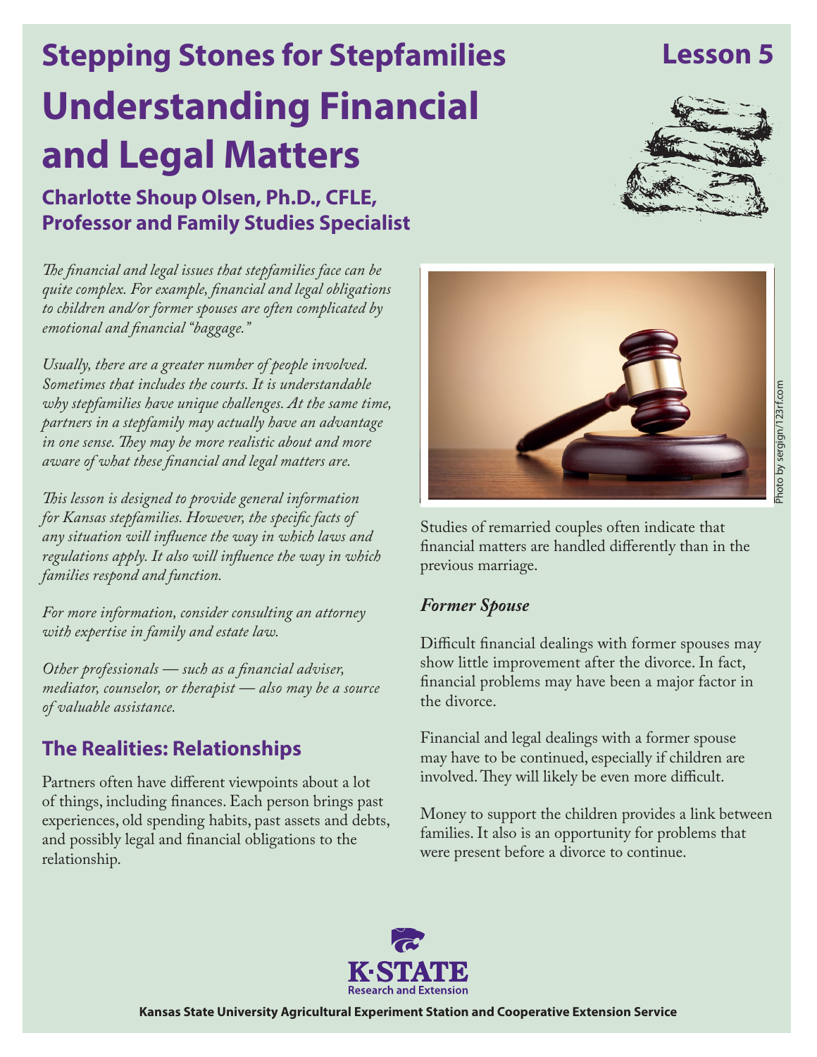# Stepping Stones for Stepfamilies

**Lesson 5**

# Understanding Financial and Legal Matters

**Charlotte Shoup Olsen, Ph.D., CFLE, Professor and Family Studies Specialist**

*The financial and legal issues that stepfamilies face can be quite complex. For example, financial and legal obligations to children and/or former spouses are often complicated by emotional and financial "baggage."*

*Usually, there are a greater number of people involved. Sometimes that includes the courts. It is understandable why stepfamilies have unique challenges. At the same time, partners in a stepfamily may actually have an advantage in one sense. They may be more realistic about and more aware of what these financial and legal matters are.*

*This lesson is designed to provide general information for Kansas stepfamilies. However, the specific facts of any situation will influence the way in which laws and regulations apply. It also will influence the way in which families respond and function.*

*For more information, consider consulting an attorney with expertise in family and estate law.*

*Other professionals — such as a financial adviser, mediator, counselor, or therapist — also may be a source of valuable assistance.*

## The Realities: Relationships

Partners often have different viewpoints about a lot of things, including finances. Each person brings past experiences, old spending habits, past assets and debts, and possibly legal and financial obligations to the relationship.

Photo by sergign/123rf.com

Studies of remarried couples often indicate that financial matters are handled differently than in the previous marriage.

### *Former Spouse*

Difficult financial dealings with former spouses may show little improvement after the divorce. In fact, financial problems may have been a major factor in the divorce.

Financial and legal dealings with a former spouse may have to be continued, especially if children are involved. They will likely be even more difficult.

Money to support the children provides a link between families. It also is an opportunity for problems that were present before a divorce to continue.

K-STATE Research and Extension

Kansas State University Agricultural Experiment Station and Cooperative Extension Service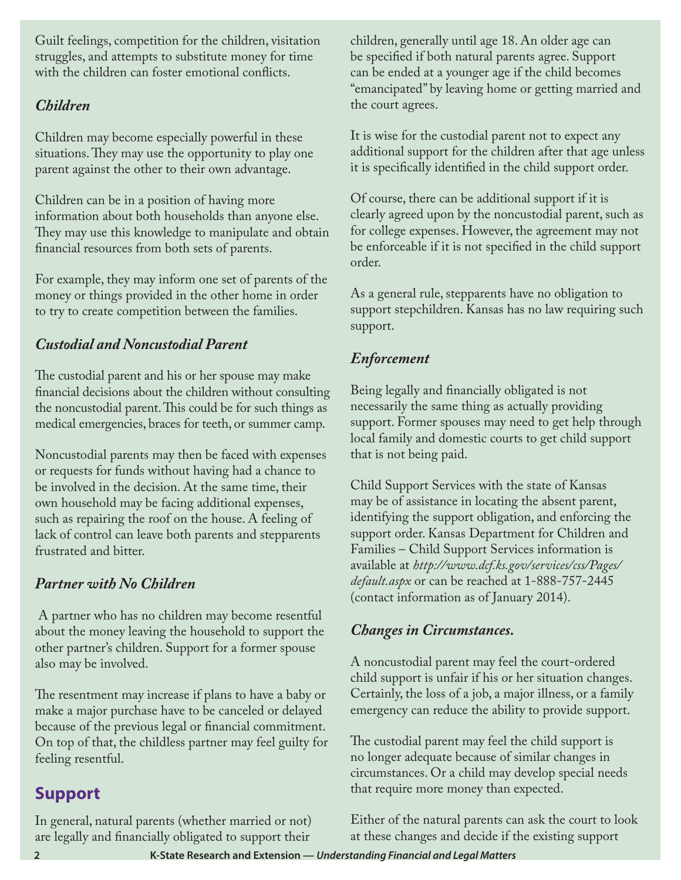Guilt feelings, competition for the children, visitation struggles, and attempts to substitute money for time with the children can foster emotional conflicts.

### *Children*

Children may become especially powerful in these situations. They may use the opportunity to play one parent against the other to their own advantage.

Children can be in a position of having more information about both households than anyone else. They may use this knowledge to manipulate and obtain financial resources from both sets of parents.

For example, they may inform one set of parents of the money or things provided in the other home in order to try to create competition between the families.

### *Custodial and Noncustodial Parent*

The custodial parent and his or her spouse may make financial decisions about the children without consulting the noncustodial parent. This could be for such things as medical emergencies, braces for teeth, or summer camp.

Noncustodial parents may then be faced with expenses or requests for funds without having had a chance to be involved in the decision. At the same time, their own household may be facing additional expenses, such as repairing the roof on the house. A feeling of lack of control can leave both parents and stepparents frustrated and bitter.

### *Partner with No Children*

A partner who has no children may become resentful about the money leaving the household to support the other partner's children. Support for a former spouse also may be involved.

The resentment may increase if plans to have a baby or make a major purchase have to be canceled or delayed because of the previous legal or financial commitment. On top of that, the childless partner may feel guilty for feeling resentful.

## Support

In general, natural parents (whether married or not) are legally and financially obligated to support their children, generally until age 18. An older age can be specified if both natural parents agree. Support can be ended at a younger age if the child becomes "emancipated" by leaving home or getting married and the court agrees.

It is wise for the custodial parent not to expect any additional support for the children after that age unless it is specifically identified in the child support order.

Of course, there can be additional support if it is clearly agreed upon by the noncustodial parent, such as for college expenses. However, the agreement may not be enforceable if it is not specified in the child support order.

As a general rule, stepparents have no obligation to support stepchildren. Kansas has no law requiring such support.

### *Enforcement*

Being legally and financially obligated is not necessarily the same thing as actually providing support. Former spouses may need to get help through local family and domestic courts to get child support that is not being paid.

Child Support Services with the state of Kansas may be of assistance in locating the absent parent, identifying the support obligation, and enforcing the support order. Kansas Department for Children and Families – Child Support Services information is available at *http://www.dcf.ks.gov/services/css/Pages/default.aspx* or can be reached at 1-888-757-2445 (contact information as of January 2014).

### *Changes in Circumstances.*

A noncustodial parent may feel the court-ordered child support is unfair if his or her situation changes. Certainly, the loss of a job, a major illness, or a family emergency can reduce the ability to provide support.

The custodial parent may feel the child support is no longer adequate because of similar changes in circumstances. Or a child may develop special needs that require more money than expected.

Either of the natural parents can ask the court to look at these changes and decide if the existing support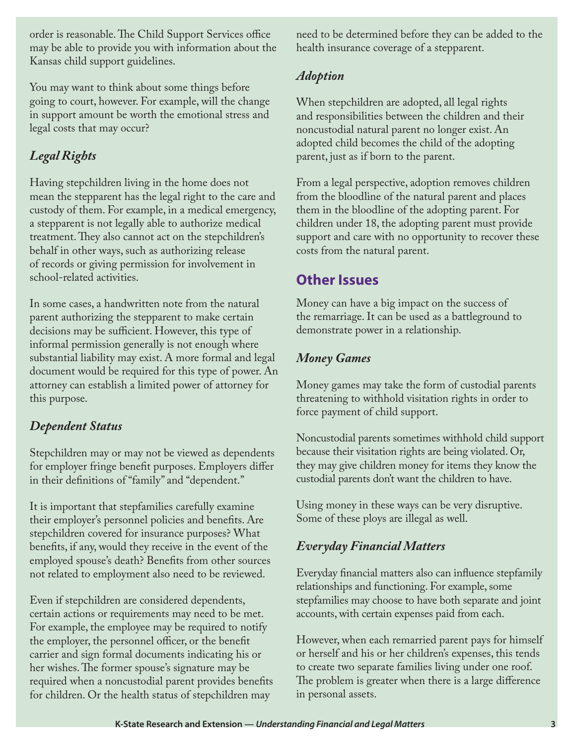order is reasonable. The Child Support Services office may be able to provide you with information about the Kansas child support guidelines.

You may want to think about some things before going to court, however. For example, will the change in support amount be worth the emotional stress and legal costs that may occur?

### *Legal Rights*

Having stepchildren living in the home does not mean the stepparent has the legal right to the care and custody of them. For example, in a medical emergency, a stepparent is not legally able to authorize medical treatment. They also cannot act on the stepchildren's behalf in other ways, such as authorizing release of records or giving permission for involvement in school-related activities.

In some cases, a handwritten note from the natural parent authorizing the stepparent to make certain decisions may be sufficient. However, this type of informal permission generally is not enough where substantial liability may exist. A more formal and legal document would be required for this type of power. An attorney can establish a limited power of attorney for this purpose.

### *Dependent Status*

Stepchildren may or may not be viewed as dependents for employer fringe benefit purposes. Employers differ in their definitions of "family" and "dependent."

It is important that stepfamilies carefully examine their employer's personnel policies and benefits. Are stepchildren covered for insurance purposes? What benefits, if any, would they receive in the event of the employed spouse's death? Benefits from other sources not related to employment also need to be reviewed.

Even if stepchildren are considered dependents, certain actions or requirements may need to be met. For example, the employee may be required to notify the employer, the personnel officer, or the benefit carrier and sign formal documents indicating his or her wishes. The former spouse's signature may be required when a noncustodial parent provides benefits for children. Or the health status of stepchildren may need to be determined before they can be added to the health insurance coverage of a stepparent.

### *Adoption*

When stepchildren are adopted, all legal rights and responsibilities between the children and their noncustodial natural parent no longer exist. An adopted child becomes the child of the adopting parent, just as if born to the parent.

From a legal perspective, adoption removes children from the bloodline of the natural parent and places them in the bloodline of the adopting parent. For children under 18, the adopting parent must provide support and care with no opportunity to recover these costs from the natural parent.

## Other Issues

Money can have a big impact on the success of the remarriage. It can be used as a battleground to demonstrate power in a relationship.

### *Money Games*

Money games may take the form of custodial parents threatening to withhold visitation rights in order to force payment of child support.

Noncustodial parents sometimes withhold child support because their visitation rights are being violated. Or, they may give children money for items they know the custodial parents don't want the children to have.

Using money in these ways can be very disruptive. Some of these ploys are illegal as well.

### *Everyday Financial Matters*

Everyday financial matters also can influence stepfamily relationships and functioning. For example, some stepfamilies may choose to have both separate and joint accounts, with certain expenses paid from each.

However, when each remarried parent pays for himself or herself and his or her children's expenses, this tends to create two separate families living under one roof. The problem is greater when there is a large difference in personal assets.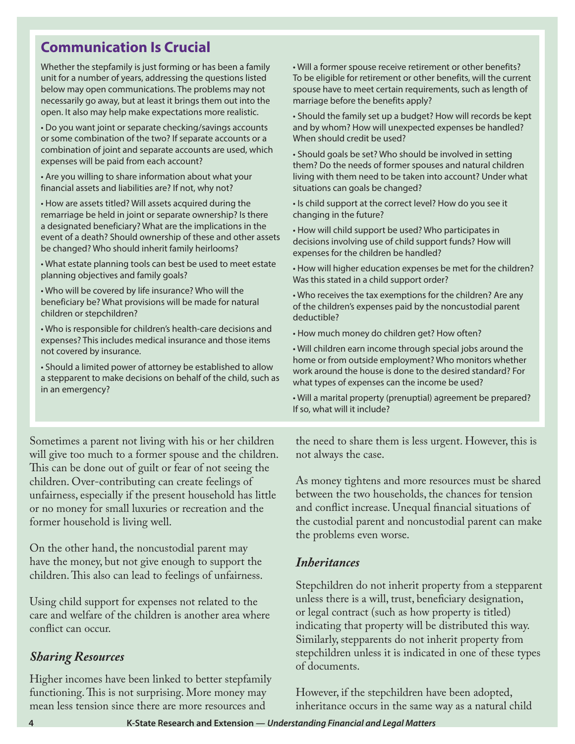## Communication Is Crucial

Whether the stepfamily is just forming or has been a family unit for a number of years, addressing the questions listed below may open communications. The problems may not necessarily go away, but at least it brings them out into the open. It also may help make expectations more realistic.

- Do you want joint or separate checking/savings accounts or some combination of the two? If separate accounts or a combination of joint and separate accounts are used, which expenses will be paid from each account?
- Are you willing to share information about what your financial assets and liabilities are? If not, why not?
- How are assets titled? Will assets acquired during the remarriage be held in joint or separate ownership? Is there a designated beneficiary? What are the implications in the event of a death? Should ownership of these and other assets be changed? Who should inherit family heirlooms?
- What estate planning tools can best be used to meet estate planning objectives and family goals?
- Who will be covered by life insurance? Who will the beneficiary be? What provisions will be made for natural children or stepchildren?
- Who is responsible for children's health-care decisions and expenses? This includes medical insurance and those items not covered by insurance.
- Should a limited power of attorney be established to allow a stepparent to make decisions on behalf of the child, such as in an emergency?
- Will a former spouse receive retirement or other benefits? To be eligible for retirement or other benefits, will the current spouse have to meet certain requirements, such as length of marriage before the benefits apply?
- Should the family set up a budget? How will records be kept and by whom? How will unexpected expenses be handled? When should credit be used?
- Should goals be set? Who should be involved in setting them? Do the needs of former spouses and natural children living with them need to be taken into account? Under what situations can goals be changed?
- Is child support at the correct level? How do you see it changing in the future?
- How will child support be used? Who participates in decisions involving use of child support funds? How will expenses for the children be handled?
- How will higher education expenses be met for the children? Was this stated in a child support order?
- Who receives the tax exemptions for the children? Are any of the children's expenses paid by the noncustodial parent deductible?
- How much money do children get? How often?
- Will children earn income through special jobs around the home or from outside employment? Who monitors whether work around the house is done to the desired standard? For what types of expenses can the income be used?
- Will a marital property (prenuptial) agreement be prepared? If so, what will it include?

Sometimes a parent not living with his or her children will give too much to a former spouse and the children. This can be done out of guilt or fear of not seeing the children. Over-contributing can create feelings of unfairness, especially if the present household has little or no money for small luxuries or recreation and the former household is living well.

On the other hand, the noncustodial parent may have the money, but not give enough to support the children. This also can lead to feelings of unfairness.

Using child support for expenses not related to the care and welfare of the children is another area where conflict can occur.

### *Sharing Resources*

Higher incomes have been linked to better stepfamily functioning. This is not surprising. More money may mean less tension since there are more resources and the need to share them is less urgent. However, this is not always the case.

As money tightens and more resources must be shared between the two households, the chances for tension and conflict increase. Unequal financial situations of the custodial parent and noncustodial parent can make the problems even worse.

### *Inheritances*

Stepchildren do not inherit property from a stepparent unless there is a will, trust, beneficiary designation, or legal contract (such as how property is titled) indicating that property will be distributed this way. Similarly, stepparents do not inherit property from stepchildren unless it is indicated in one of these types of documents.

However, if the stepchildren have been adopted, inheritance occurs in the same way as a natural child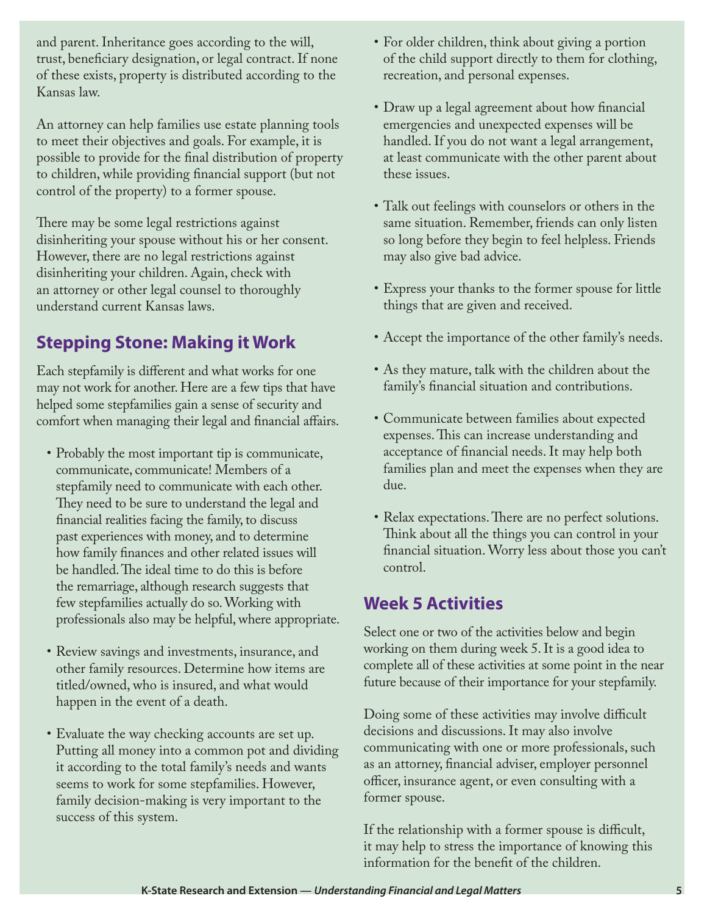and parent. Inheritance goes according to the will, trust, beneficiary designation, or legal contract. If none of these exists, property is distributed according to the Kansas law.

An attorney can help families use estate planning tools to meet their objectives and goals. For example, it is possible to provide for the final distribution of property to children, while providing financial support (but not control of the property) to a former spouse.

There may be some legal restrictions against disinheriting your spouse without his or her consent. However, there are no legal restrictions against disinheriting your children. Again, check with an attorney or other legal counsel to thoroughly understand current Kansas laws.

## Stepping Stone: Making it Work

Each stepfamily is different and what works for one may not work for another. Here are a few tips that have helped some stepfamilies gain a sense of security and comfort when managing their legal and financial affairs.

- Probably the most important tip is communicate, communicate, communicate! Members of a stepfamily need to communicate with each other. They need to be sure to understand the legal and financial realities facing the family, to discuss past experiences with money, and to determine how family finances and other related issues will be handled. The ideal time to do this is before the remarriage, although research suggests that few stepfamilies actually do so. Working with professionals also may be helpful, where appropriate.
- Review savings and investments, insurance, and other family resources. Determine how items are titled/owned, who is insured, and what would happen in the event of a death.
- Evaluate the way checking accounts are set up. Putting all money into a common pot and dividing it according to the total family's needs and wants seems to work for some stepfamilies. However, family decision-making is very important to the success of this system.
- For older children, think about giving a portion of the child support directly to them for clothing, recreation, and personal expenses.
- Draw up a legal agreement about how financial emergencies and unexpected expenses will be handled. If you do not want a legal arrangement, at least communicate with the other parent about these issues.
- Talk out feelings with counselors or others in the same situation. Remember, friends can only listen so long before they begin to feel helpless. Friends may also give bad advice.
- Express your thanks to the former spouse for little things that are given and received.
- Accept the importance of the other family's needs.
- As they mature, talk with the children about the family's financial situation and contributions.
- Communicate between families about expected expenses. This can increase understanding and acceptance of financial needs. It may help both families plan and meet the expenses when they are due.
- Relax expectations. There are no perfect solutions. Think about all the things you can control in your financial situation. Worry less about those you can't control.

## Week 5 Activities

Select one or two of the activities below and begin working on them during week 5. It is a good idea to complete all of these activities at some point in the near future because of their importance for your stepfamily.

Doing some of these activities may involve difficult decisions and discussions. It may also involve communicating with one or more professionals, such as an attorney, financial adviser, employer personnel officer, insurance agent, or even consulting with a former spouse.

If the relationship with a former spouse is difficult, it may help to stress the importance of knowing this information for the benefit of the children.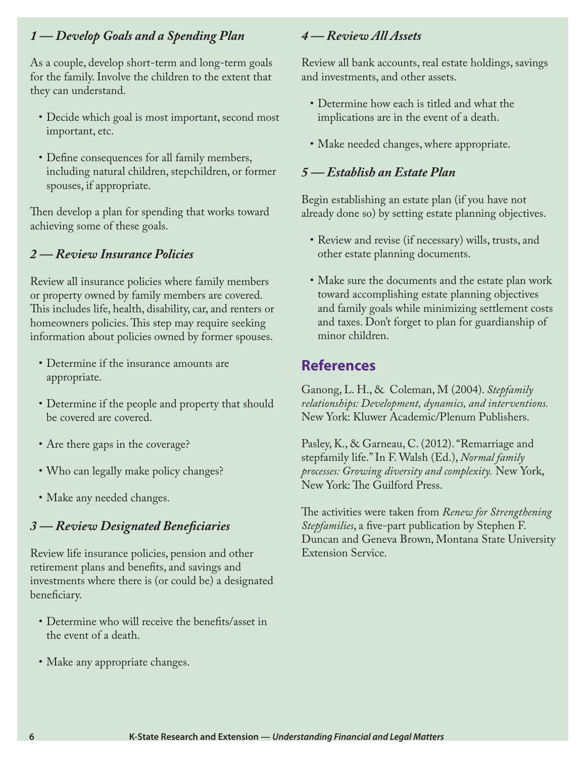### *1 — Develop Goals and a Spending Plan*

As a couple, develop short-term and long-term goals for the family. Involve the children to the extent that they can understand.

- Decide which goal is most important, second most important, etc.
- Define consequences for all family members, including natural children, stepchildren, or former spouses, if appropriate.

Then develop a plan for spending that works toward achieving some of these goals.

### *2 — Review Insurance Policies*

Review all insurance policies where family members or property owned by family members are covered. This includes life, health, disability, car, and renters or homeowners policies. This step may require seeking information about policies owned by former spouses.

- Determine if the insurance amounts are appropriate.
- Determine if the people and property that should be covered are covered.
- Are there gaps in the coverage?
- Who can legally make policy changes?
- Make any needed changes.

### *3 — Review Designated Beneficiaries*

Review life insurance policies, pension and other retirement plans and benefits, and savings and investments where there is (or could be) a designated beneficiary.

- Determine who will receive the benefits/asset in the event of a death.
- Make any appropriate changes.

### *4 — Review All Assets*

Review all bank accounts, real estate holdings, savings and investments, and other assets.

- Determine how each is titled and what the implications are in the event of a death.
- Make needed changes, where appropriate.

### *5 — Establish an Estate Plan*

Begin establishing an estate plan (if you have not already done so) by setting estate planning objectives.

- Review and revise (if necessary) wills, trusts, and other estate planning documents.
- Make sure the documents and the estate plan work toward accomplishing estate planning objectives and family goals while minimizing settlement costs and taxes. Don't forget to plan for guardianship of minor children.

## References

Ganong, L. H., & Coleman, M (2004). *Stepfamily relationships: Development, dynamics, and interventions.* New York: Kluwer Academic/Plenum Publishers.

Pasley, K., & Garneau, C. (2012). "Remarriage and stepfamily life." In F. Walsh (Ed.), *Normal family processes: Growing diversity and complexity.* New York, New York: The Guilford Press.

The activities were taken from *Renew for Strengthening Stepfamilies*, a five-part publication by Stephen F. Duncan and Geneva Brown, Montana State University Extension Service.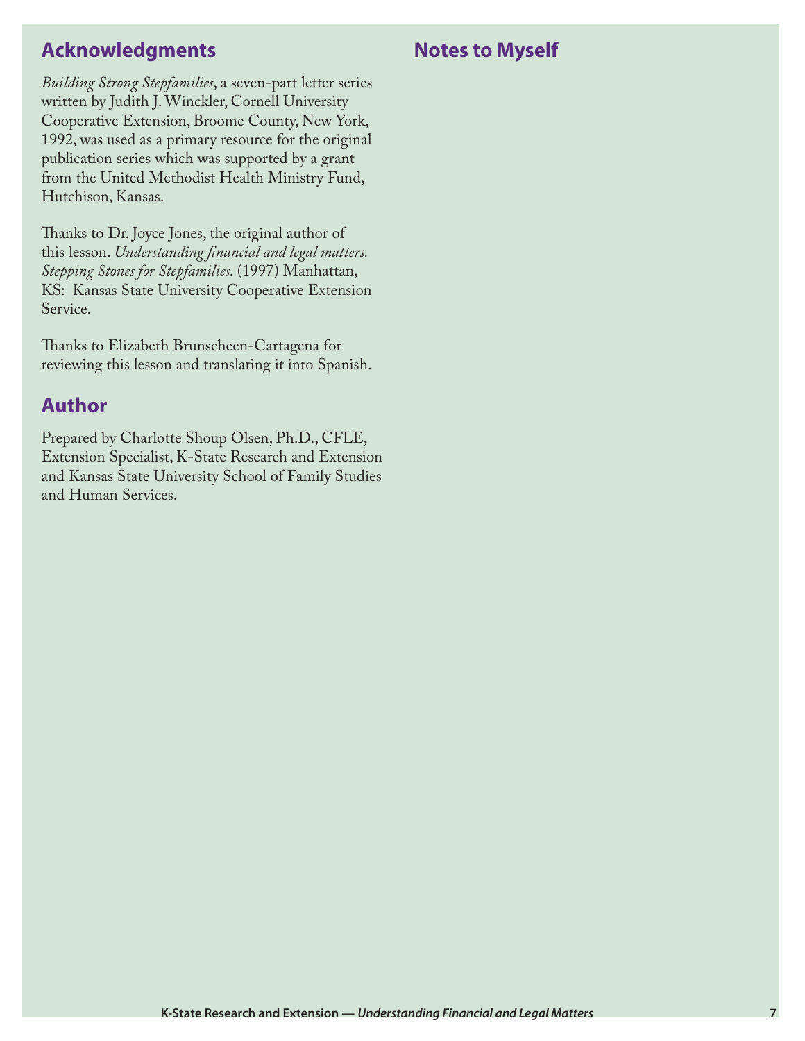## Acknowledgments

*Building Strong Stepfamilies*, a seven-part letter series written by Judith J. Winckler, Cornell University Cooperative Extension, Broome County, New York, 1992, was used as a primary resource for the original publication series which was supported by a grant from the United Methodist Health Ministry Fund, Hutchison, Kansas.

Thanks to Dr. Joyce Jones, the original author of this lesson. *Understanding financial and legal matters. Stepping Stones for Stepfamilies.* (1997) Manhattan, KS: Kansas State University Cooperative Extension Service.

Thanks to Elizabeth Brunscheen-Cartagena for reviewing this lesson and translating it into Spanish.

## Author

Prepared by Charlotte Shoup Olsen, Ph.D., CFLE, Extension Specialist, K-State Research and Extension and Kansas State University School of Family Studies and Human Services.

## Notes to Myself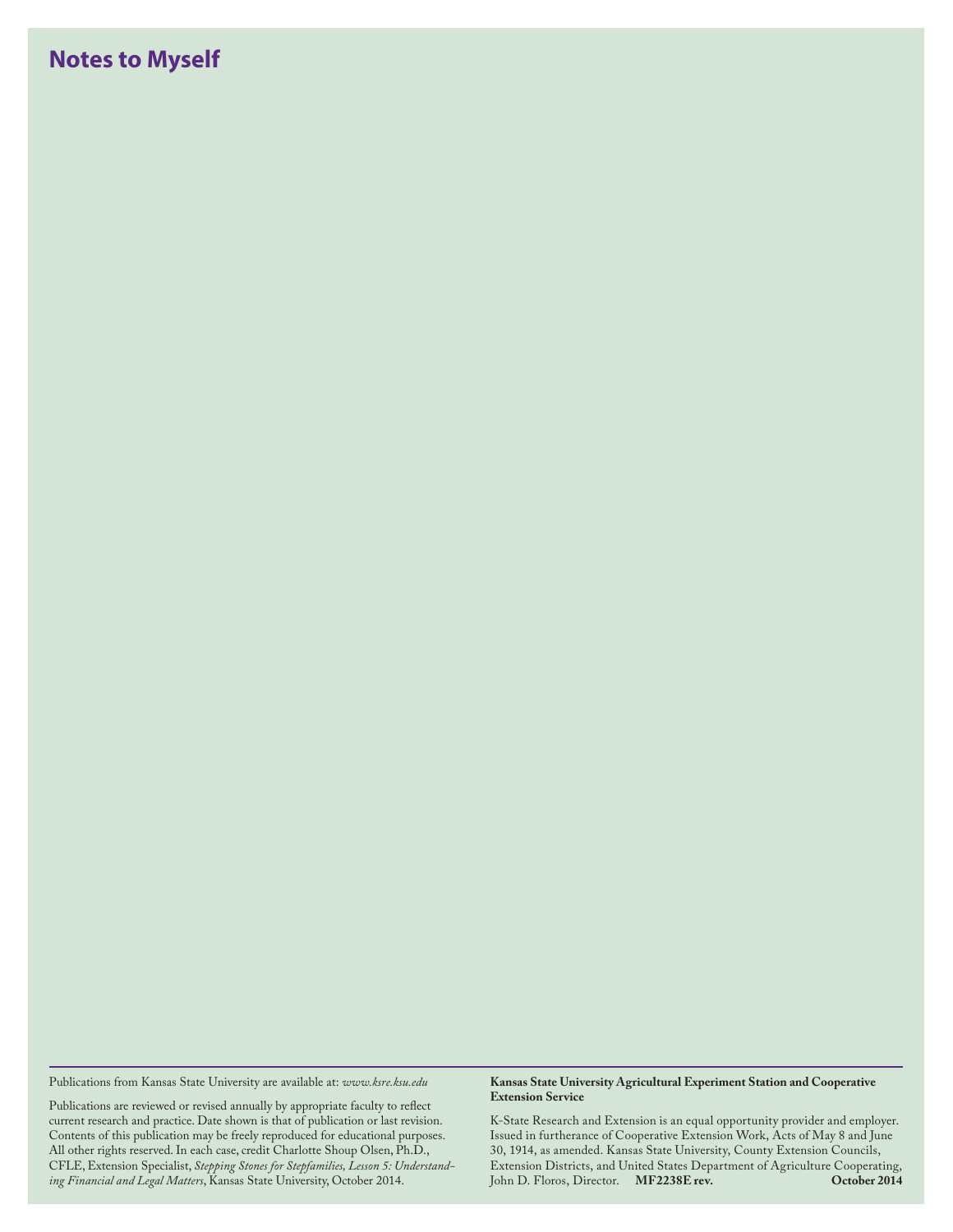# Notes to Myself

Publications from Kansas State University are available at: *www.ksre.ksu.edu*

Publications are reviewed or revised annually by appropriate faculty to reflect current research and practice. Date shown is that of publication or last revision. Contents of this publication may be freely reproduced for educational purposes. All other rights reserved. In each case, credit Charlotte Shoup Olsen, Ph.D., CFLE, Extension Specialist, *Stepping Stones for Stepfamilies, Lesson 5: Understanding Financial and Legal Matters*, Kansas State University, October 2014.

**Kansas State University Agricultural Experiment Station and Cooperative Extension Service**

K-State Research and Extension is an equal opportunity provider and employer. Issued in furtherance of Cooperative Extension Work, Acts of May 8 and June 30, 1914, as amended. Kansas State University, County Extension Councils, Extension Districts, and United States Department of Agriculture Cooperating, John D. Floros, Director. **MF2238E rev. October 2014**